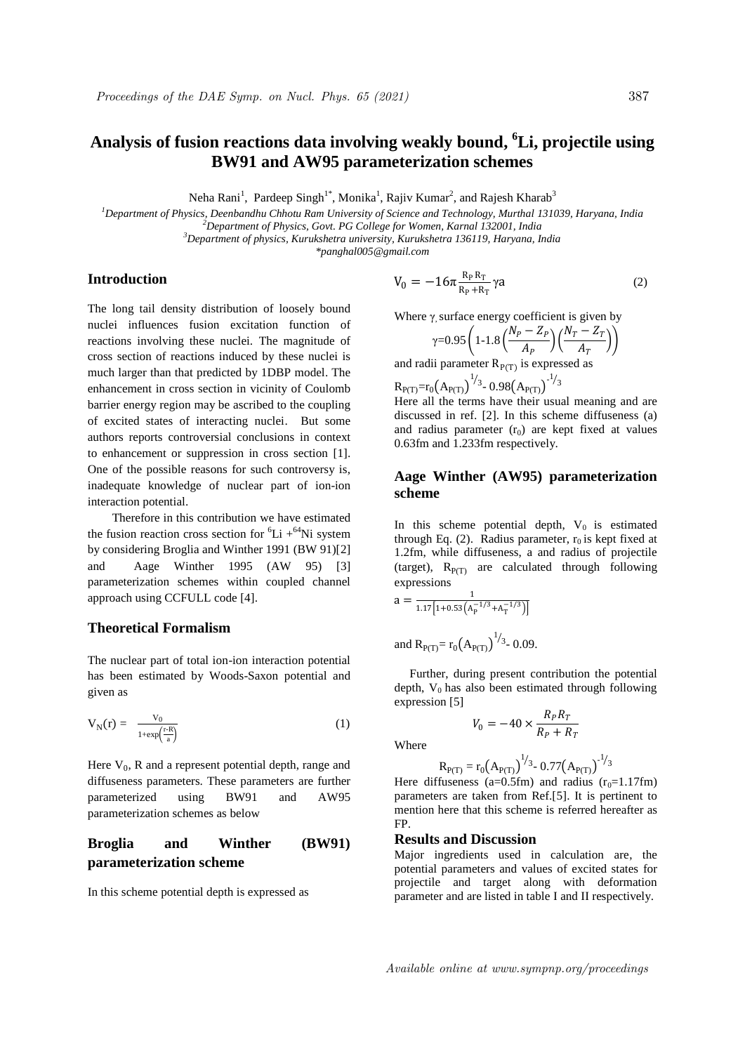# Analysis of fusion reactions data involving weakly bound, $^{6}$Li, projectile using BW91 and AW95 parameterization schemes

Neha Rani[1], Pardeep Singh[1*], Monika[1], Rajiv Kumar[2], and Rajesh Kharab[3]

[1]Department of Physics, Deenbandhu Chhotu Ram University of Science and Technology, Murthal 131039, Haryana, India
[2]Department of Physics, Govt. PG College for Women, Karnal 132001, India
[3]Department of physics, Kurukshetra university, Kurukshetra 136119, Haryana, India
*panghal005@gmail.com

## Introduction

The long tail density distribution of loosely bound nuclei influences fusion excitation function of reactions involving these nuclei. The magnitude of cross section of reactions induced by these nuclei is much larger than that predicted by 1DBP model. The enhancement in cross section in vicinity of Coulomb barrier energy region may be ascribed to the coupling of excited states of interacting nuclei. But some authors reports controversial conclusions in context to enhancement or suppression in cross section [1]. One of the possible reasons for such controversy is, inadequate knowledge of nuclear part of ion-ion interaction potential.

Therefore in this contribution we have estimated the fusion reaction cross section for $^{6}$Li +$^{64}$Ni system by considering Broglia and Winther 1991 (BW 91)[2] and Aage Winther 1995 (AW 95) [3] parameterization schemes within coupled channel approach using CCFULL code [4].

## Theoretical Formalism

The nuclear part of total ion-ion interaction potential has been estimated by Woods-Saxon potential and given as

$$V_N(r) = \frac{V_0}{1+\exp\left(\frac{r-R}{a}\right)} \qquad (1)$$

Here $V_0$, R and a represent potential depth, range and diffuseness parameters. These parameters are further parameterized using BW91 and AW95 parameterization schemes as below

## Broglia and Winther (BW91) parameterization scheme

In this scheme potential depth is expressed as

$$V_0 = -16\pi \frac{R_P R_T}{R_P + R_T} \gamma a \qquad (2)$$

Where γ, surface energy coefficient is given by

$$\gamma = 0.95\left(1\text{-}1.8\left(\frac{N_P - Z_P}{A_P}\right)\left(\frac{N_T - Z_T}{A_T}\right)\right)$$

and radii parameter $R_{P(T)}$ is expressed as

$$R_{P(T)} = r_0\left(A_{P(T)}\right)^{1/3} - 0.98\left(A_{P(T)}\right)^{-1/3}$$

Here all the terms have their usual meaning and are discussed in ref. [2]. In this scheme diffuseness (a) and radius parameter ($r_0$) are kept fixed at values 0.63fm and 1.233fm respectively.

## Aage Winther (AW95) parameterization scheme

In this scheme potential depth, $V_0$ is estimated through Eq. (2). Radius parameter, $r_0$ is kept fixed at 1.2fm, while diffuseness, a and radius of projectile (target), $R_{P(T)}$ are calculated through following expressions

$$a = \frac{1}{1.17\left[1+0.53\left(A_P^{-1/3}+A_T^{-1/3}\right)\right]}$$

and $R_{P(T)} = r_0\left(A_{P(T)}\right)^{1/3} - 0.09$.

Further, during present contribution the potential depth, $V_0$ has also been estimated through following expression [5]

$$V_0 = -40 \times \frac{R_P R_T}{R_P + R_T}$$

Where

$$R_{P(T)} = r_0\left(A_{P(T)}\right)^{1/3} - 0.77\left(A_{P(T)}\right)^{-1/3}$$

Here diffuseness (a=0.5fm) and radius ($r_0$=1.17fm) parameters are taken from Ref.[5]. It is pertinent to mention here that this scheme is referred hereafter as FP.

## Results and Discussion

Major ingredients used in calculation are, the potential parameters and values of excited states for projectile and target along with deformation parameter and are listed in table I and II respectively.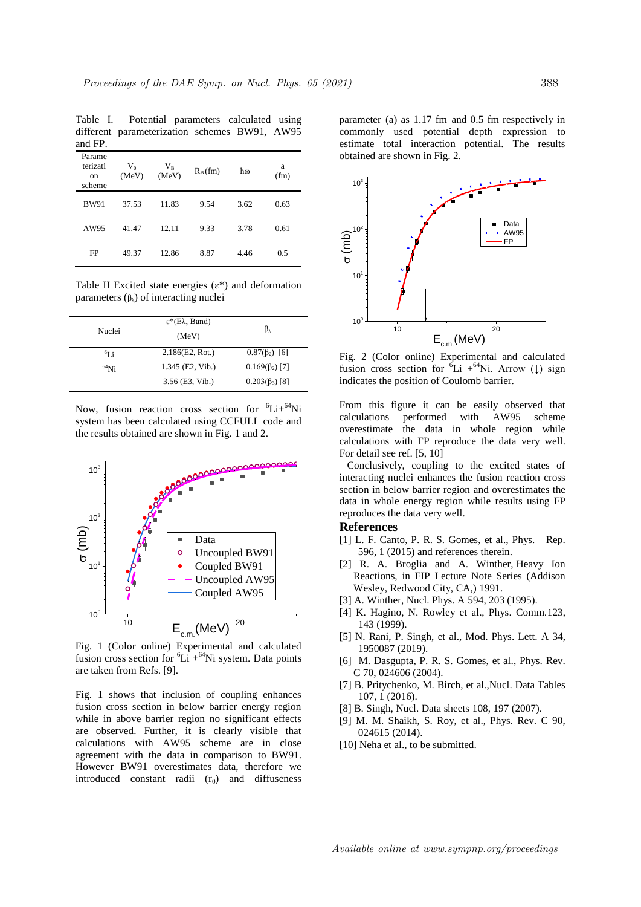Table I. Potential parameters calculated using different parameterization schemes BW91, AW95 and FP.

| Parameterization scheme | $V_0$ (MeV) | $V_B$ (MeV) | $R_B$(fm) | ħω | a (fm) |
|---|---|---|---|---|---|
| BW91 | 37.53 | 11.83 | 9.54 | 3.62 | 0.63 |
| AW95 | 41.47 | 12.11 | 9.33 | 3.78 | 0.61 |
| FP | 49.37 | 12.86 | 8.87 | 4.46 | 0.5 |

Table II Excited state energies (ε*) and deformation parameters ($\beta_\lambda$) of interacting nuclei

| Nuclei | ε*(Eλ, Band) (MeV) | $\beta_\lambda$ |
|---|---|---|
| $^{6}$Li | 2.186(E2, Rot.) | 0.87($\beta_2$) [6] |
| $^{64}$Ni | 1.345 (E2, Vib.) | 0.169($\beta_2$) [7] |
| | 3.56 (E3, Vib.) | 0.203($\beta_3$) [8] |

Now, fusion reaction cross section for $^{6}$Li+$^{64}$Ni system has been calculated using CCFULL code and the results obtained are shown in Fig. 1 and 2.

σ (mb)
10³
10²
10¹
10⁰
10
20
E$_{c.m.}$(MeV)
Data
Uncoupled BW91
Coupled BW91
Uncoupled AW95
Coupled AW95

Fig. 1 (Color online) Experimental and calculated fusion cross section for $^{6}$Li +$^{64}$Ni system. Data points are taken from Refs. [9].

Fig. 1 shows that inclusion of coupling enhances fusion cross section in below barrier energy region while in above barrier region no significant effects are observed. Further, it is clearly visible that calculations with AW95 scheme are in close agreement with the data in comparison to BW91. However BW91 overestimates data, therefore we introduced constant radii ($r_0$) and diffuseness parameter (a) as 1.17 fm and 0.5 fm respectively in commonly used potential depth expression to estimate total interaction potential. The results obtained are shown in Fig. 2.

σ (mb)
10³
10²
10¹
10⁰
10
20
E$_{c.m.}$(MeV)
Data
AW95
FP

Fig. 2 (Color online) Experimental and calculated fusion cross section for $^{6}$Li +$^{64}$Ni. Arrow (↓) sign indicates the position of Coulomb barrier.

From this figure it can be easily observed that calculations performed with AW95 scheme overestimate the data in whole region while calculations with FP reproduce the data very well. For detail see ref. [5, 10]

Conclusively, coupling to the excited states of interacting nuclei enhances the fusion reaction cross section in below barrier region and overestimates the data in whole energy region while results using FP reproduces the data very well.

## References

[1] L. F. Canto, P. R. S. Gomes, et al., Phys. Rep. 596, 1 (2015) and references therein.

[2] R. A. Broglia and A. Winther, Heavy Ion Reactions, in FIP Lecture Note Series (Addison Wesley, Redwood City, CA,) 1991.

[3] A. Winther, Nucl. Phys. A 594, 203 (1995).

[4] K. Hagino, N. Rowley et al., Phys. Comm.123, 143 (1999).

[5] N. Rani, P. Singh, et al., Mod. Phys. Lett. A 34, 1950087 (2019).

[6] M. Dasgupta, P. R. S. Gomes, et al., Phys. Rev. C 70, 024606 (2004).

[7] B. Pritychenko, M. Birch, et al.,Nucl. Data Tables 107, 1 (2016).

[8] B. Singh, Nucl. Data sheets 108, 197 (2007).

[9] M. M. Shaikh, S. Roy, et al., Phys. Rev. C 90, 024615 (2014).

[10] Neha et al., to be submitted.